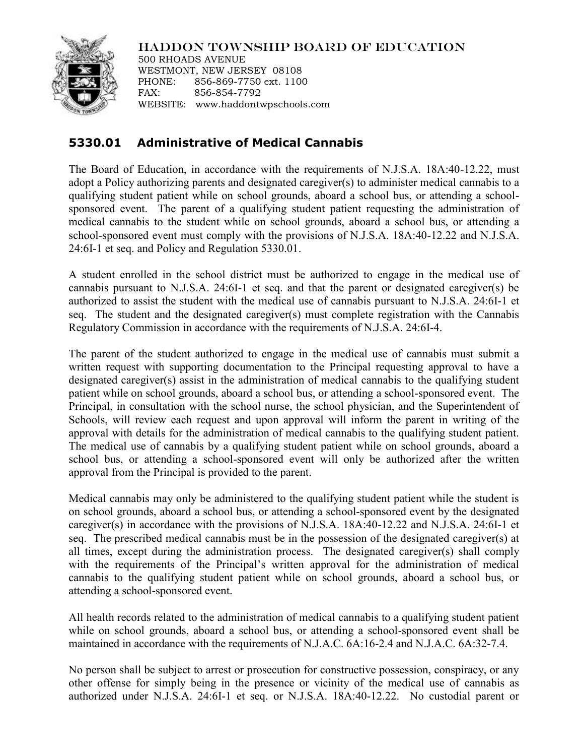HADDON TOWNSHIP BOARD OF EDUCATION
500 RHOADS AVENUE
WESTMONT, NEW JERSEY 08108
PHONE: 856-869-7750 ext. 1100
FAX: 856-854-7792
WEBSITE: www.haddontwpschools.com

## 5330.01 Administrative of Medical Cannabis

The Board of Education, in accordance with the requirements of N.J.S.A. 18A:40-12.22, must adopt a Policy authorizing parents and designated caregiver(s) to administer medical cannabis to a qualifying student patient while on school grounds, aboard a school bus, or attending a school-sponsored event. The parent of a qualifying student patient requesting the administration of medical cannabis to the student while on school grounds, aboard a school bus, or attending a school-sponsored event must comply with the provisions of N.J.S.A. 18A:40-12.22 and N.J.S.A. 24:6I-1 et seq. and Policy and Regulation 5330.01.

A student enrolled in the school district must be authorized to engage in the medical use of cannabis pursuant to N.J.S.A. 24:6I-1 et seq. and that the parent or designated caregiver(s) be authorized to assist the student with the medical use of cannabis pursuant to N.J.S.A. 24:6I-1 et seq. The student and the designated caregiver(s) must complete registration with the Cannabis Regulatory Commission in accordance with the requirements of N.J.S.A. 24:6I-4.

The parent of the student authorized to engage in the medical use of cannabis must submit a written request with supporting documentation to the Principal requesting approval to have a designated caregiver(s) assist in the administration of medical cannabis to the qualifying student patient while on school grounds, aboard a school bus, or attending a school-sponsored event. The Principal, in consultation with the school nurse, the school physician, and the Superintendent of Schools, will review each request and upon approval will inform the parent in writing of the approval with details for the administration of medical cannabis to the qualifying student patient. The medical use of cannabis by a qualifying student patient while on school grounds, aboard a school bus, or attending a school-sponsored event will only be authorized after the written approval from the Principal is provided to the parent.

Medical cannabis may only be administered to the qualifying student patient while the student is on school grounds, aboard a school bus, or attending a school-sponsored event by the designated caregiver(s) in accordance with the provisions of N.J.S.A. 18A:40-12.22 and N.J.S.A. 24:6I-1 et seq. The prescribed medical cannabis must be in the possession of the designated caregiver(s) at all times, except during the administration process. The designated caregiver(s) shall comply with the requirements of the Principal's written approval for the administration of medical cannabis to the qualifying student patient while on school grounds, aboard a school bus, or attending a school-sponsored event.

All health records related to the administration of medical cannabis to a qualifying student patient while on school grounds, aboard a school bus, or attending a school-sponsored event shall be maintained in accordance with the requirements of N.J.A.C. 6A:16-2.4 and N.J.A.C. 6A:32-7.4.

No person shall be subject to arrest or prosecution for constructive possession, conspiracy, or any other offense for simply being in the presence or vicinity of the medical use of cannabis as authorized under N.J.S.A. 24:6I-1 et seq. or N.J.S.A. 18A:40-12.22. No custodial parent or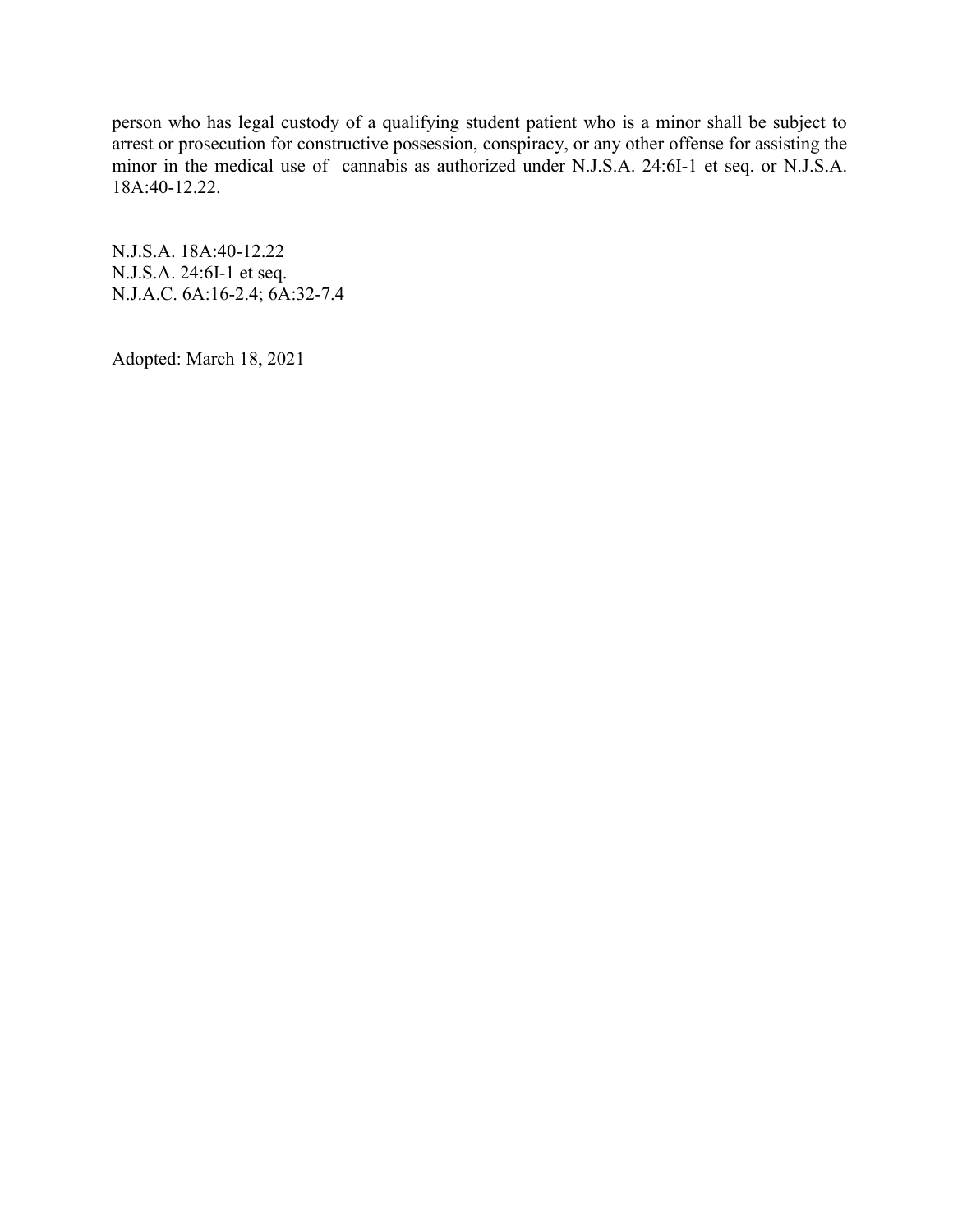person who has legal custody of a qualifying student patient who is a minor shall be subject to arrest or prosecution for constructive possession, conspiracy, or any other offense for assisting the minor in the medical use of cannabis as authorized under N.J.S.A. 24:6I-1 et seq. or N.J.S.A. 18A:40-12.22.

N.J.S.A. 18A:40-12.22
N.J.S.A. 24:6I-1 et seq.
N.J.A.C. 6A:16-2.4; 6A:32-7.4

Adopted: March 18, 2021